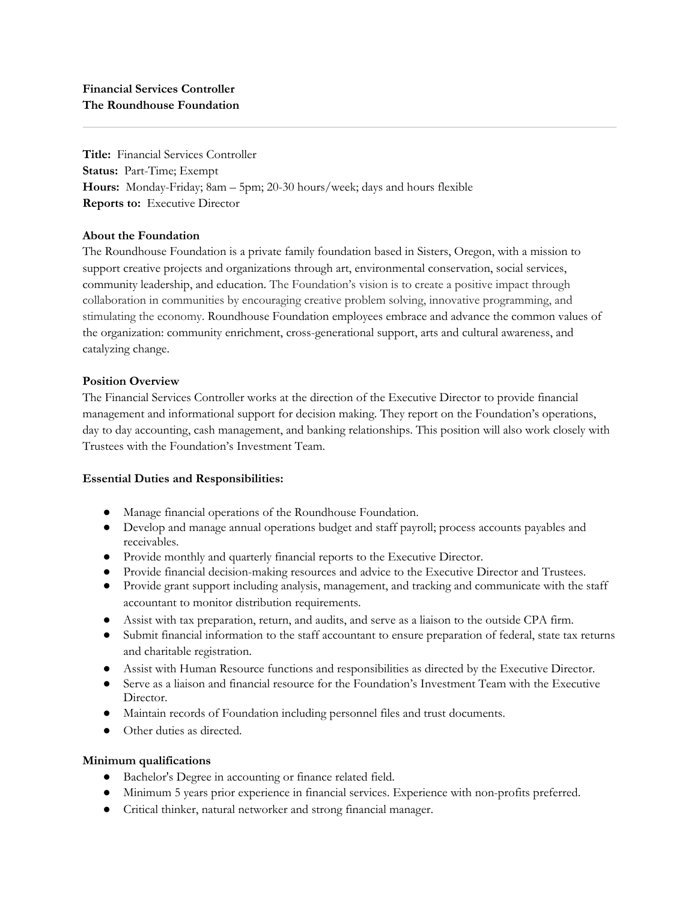**Financial Services Controller**
**The Roundhouse Foundation**

---

**Title:** Financial Services Controller
**Status:** Part-Time; Exempt
**Hours:** Monday-Friday; 8am – 5pm; 20-30 hours/week; days and hours flexible
**Reports to:** Executive Director

**About the Foundation**

The Roundhouse Foundation is a private family foundation based in Sisters, Oregon, with a mission to support creative projects and organizations through art, environmental conservation, social services, community leadership, and education. The Foundation's vision is to create a positive impact through collaboration in communities by encouraging creative problem solving, innovative programming, and stimulating the economy. Roundhouse Foundation employees embrace and advance the common values of the organization: community enrichment, cross-generational support, arts and cultural awareness, and catalyzing change.

**Position Overview**

The Financial Services Controller works at the direction of the Executive Director to provide financial management and informational support for decision making. They report on the Foundation's operations, day to day accounting, cash management, and banking relationships. This position will also work closely with Trustees with the Foundation's Investment Team.

**Essential Duties and Responsibilities:**

- Manage financial operations of the Roundhouse Foundation.
- Develop and manage annual operations budget and staff payroll; process accounts payables and receivables.
- Provide monthly and quarterly financial reports to the Executive Director.
- Provide financial decision-making resources and advice to the Executive Director and Trustees.
- Provide grant support including analysis, management, and tracking and communicate with the staff accountant to monitor distribution requirements.
- Assist with tax preparation, return, and audits, and serve as a liaison to the outside CPA firm.
- Submit financial information to the staff accountant to ensure preparation of federal, state tax returns and charitable registration.
- Assist with Human Resource functions and responsibilities as directed by the Executive Director.
- Serve as a liaison and financial resource for the Foundation's Investment Team with the Executive Director.
- Maintain records of Foundation including personnel files and trust documents.
- Other duties as directed.

**Minimum qualifications**

- Bachelor's Degree in accounting or finance related field.
- Minimum 5 years prior experience in financial services. Experience with non-profits preferred.
- Critical thinker, natural networker and strong financial manager.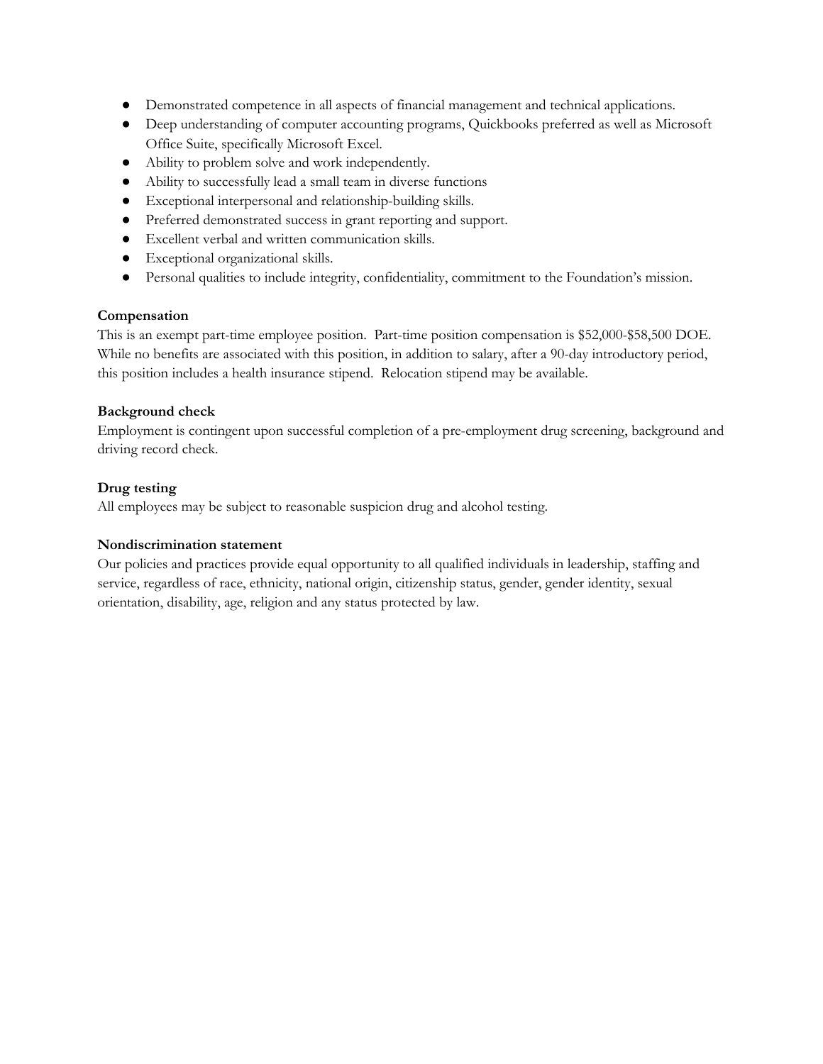- Demonstrated competence in all aspects of financial management and technical applications.
- Deep understanding of computer accounting programs, Quickbooks preferred as well as Microsoft Office Suite, specifically Microsoft Excel.
- Ability to problem solve and work independently.
- Ability to successfully lead a small team in diverse functions
- Exceptional interpersonal and relationship-building skills.
- Preferred demonstrated success in grant reporting and support.
- Excellent verbal and written communication skills.
- Exceptional organizational skills.
- Personal qualities to include integrity, confidentiality, commitment to the Foundation's mission.

**Compensation**

This is an exempt part-time employee position. Part-time position compensation is $52,000-$58,500 DOE. While no benefits are associated with this position, in addition to salary, after a 90-day introductory period, this position includes a health insurance stipend. Relocation stipend may be available.

**Background check**

Employment is contingent upon successful completion of a pre-employment drug screening, background and driving record check.

**Drug testing**

All employees may be subject to reasonable suspicion drug and alcohol testing.

**Nondiscrimination statement**

Our policies and practices provide equal opportunity to all qualified individuals in leadership, staffing and service, regardless of race, ethnicity, national origin, citizenship status, gender, gender identity, sexual orientation, disability, age, religion and any status protected by law.